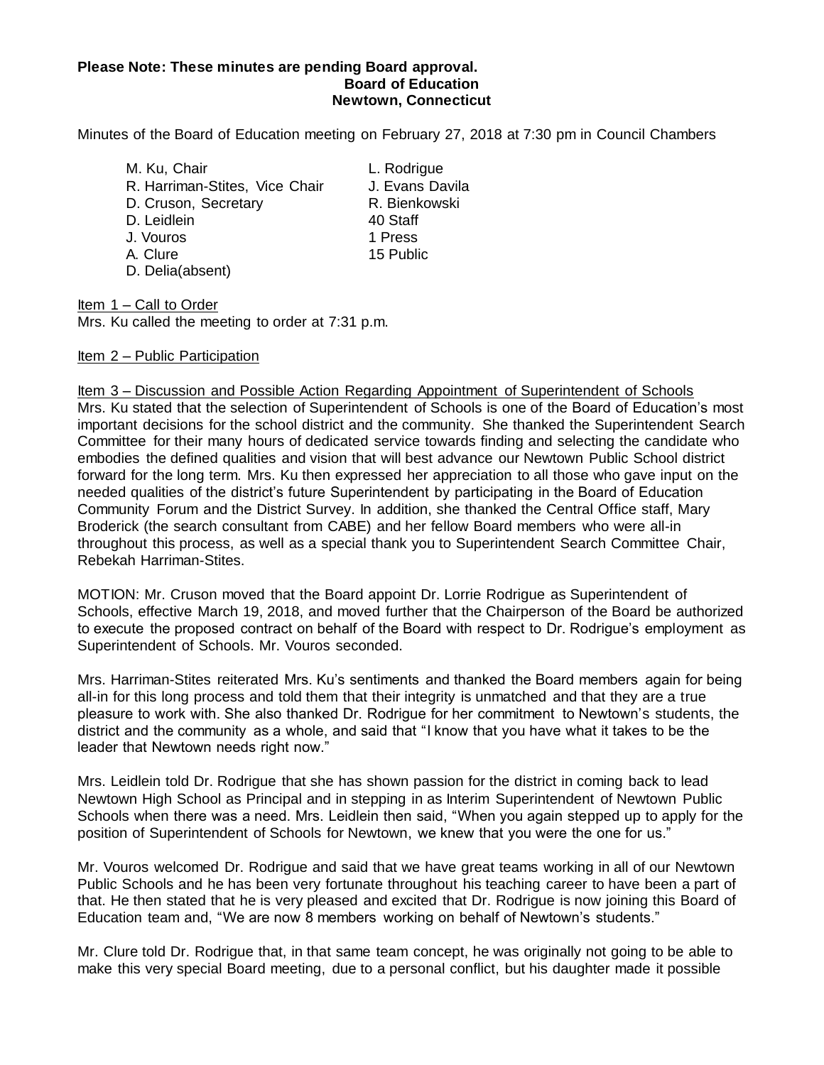**Please Note: These minutes are pending Board approval.**

**Board of Education**
**Newtown, Connecticut**

Minutes of the Board of Education meeting on February 27, 2018 at 7:30 pm in Council Chambers

M. Ku, Chair
R. Harriman-Stites, Vice Chair
D. Cruson, Secretary
D. Leidlein
J. Vouros
A. Clure
D. Delia(absent)

L. Rodrigue
J. Evans Davila
R. Bienkowski
40 Staff
1 Press
15 Public

Item 1 – Call to Order
Mrs. Ku called the meeting to order at 7:31 p.m.

Item 2 – Public Participation

Item 3 – Discussion and Possible Action Regarding Appointment of Superintendent of Schools
Mrs. Ku stated that the selection of Superintendent of Schools is one of the Board of Education's most important decisions for the school district and the community. She thanked the Superintendent Search Committee for their many hours of dedicated service towards finding and selecting the candidate who embodies the defined qualities and vision that will best advance our Newtown Public School district forward for the long term. Mrs. Ku then expressed her appreciation to all those who gave input on the needed qualities of the district's future Superintendent by participating in the Board of Education Community Forum and the District Survey. In addition, she thanked the Central Office staff, Mary Broderick (the search consultant from CABE) and her fellow Board members who were all-in throughout this process, as well as a special thank you to Superintendent Search Committee Chair, Rebekah Harriman-Stites.

MOTION: Mr. Cruson moved that the Board appoint Dr. Lorrie Rodrigue as Superintendent of Schools, effective March 19, 2018, and moved further that the Chairperson of the Board be authorized to execute the proposed contract on behalf of the Board with respect to Dr. Rodrigue's employment as Superintendent of Schools. Mr. Vouros seconded.

Mrs. Harriman-Stites reiterated Mrs. Ku's sentiments and thanked the Board members again for being all-in for this long process and told them that their integrity is unmatched and that they are a true pleasure to work with. She also thanked Dr. Rodrigue for her commitment to Newtown's students, the district and the community as a whole, and said that "I know that you have what it takes to be the leader that Newtown needs right now."

Mrs. Leidlein told Dr. Rodrigue that she has shown passion for the district in coming back to lead Newtown High School as Principal and in stepping in as Interim Superintendent of Newtown Public Schools when there was a need. Mrs. Leidlein then said, "When you again stepped up to apply for the position of Superintendent of Schools for Newtown, we knew that you were the one for us."

Mr. Vouros welcomed Dr. Rodrigue and said that we have great teams working in all of our Newtown Public Schools and he has been very fortunate throughout his teaching career to have been a part of that. He then stated that he is very pleased and excited that Dr. Rodrigue is now joining this Board of Education team and, "We are now 8 members working on behalf of Newtown's students."

Mr. Clure told Dr. Rodrigue that, in that same team concept, he was originally not going to be able to make this very special Board meeting, due to a personal conflict, but his daughter made it possible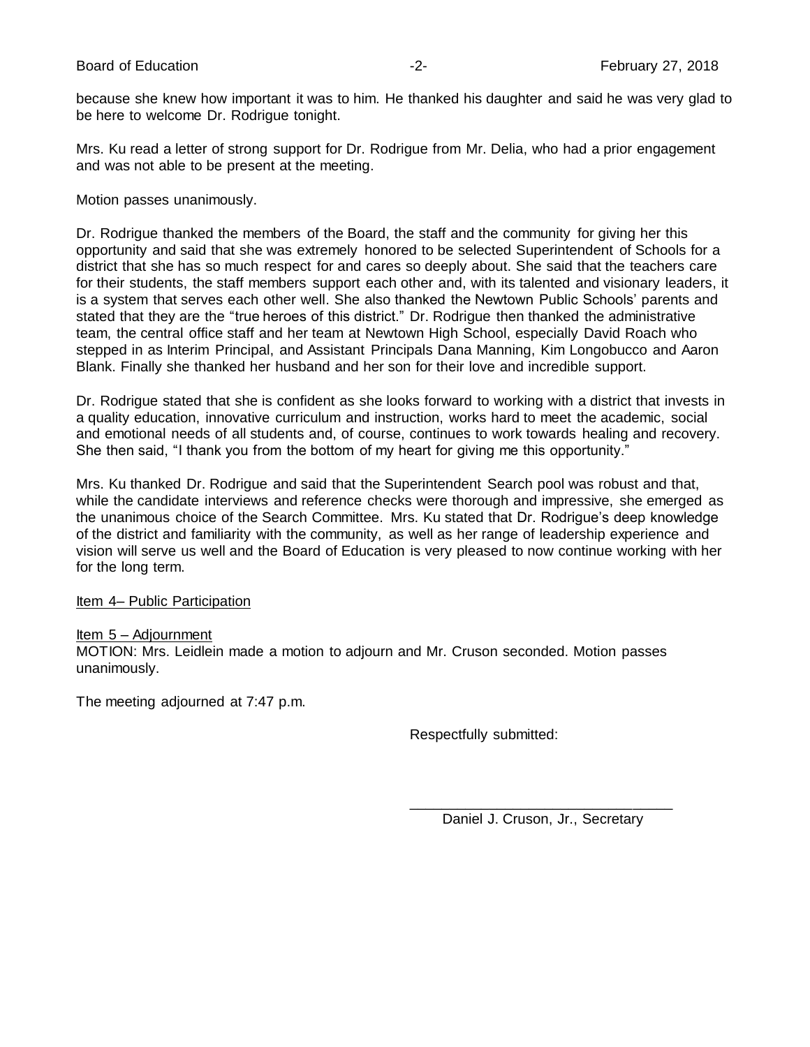because she knew how important it was to him. He thanked his daughter and said he was very glad to be here to welcome Dr. Rodrigue tonight.

Mrs. Ku read a letter of strong support for Dr. Rodrigue from Mr. Delia, who had a prior engagement and was not able to be present at the meeting.

Motion passes unanimously.

Dr. Rodrigue thanked the members of the Board, the staff and the community for giving her this opportunity and said that she was extremely honored to be selected Superintendent of Schools for a district that she has so much respect for and cares so deeply about. She said that the teachers care for their students, the staff members support each other and, with its talented and visionary leaders, it is a system that serves each other well. She also thanked the Newtown Public Schools' parents and stated that they are the "true heroes of this district." Dr. Rodrigue then thanked the administrative team, the central office staff and her team at Newtown High School, especially David Roach who stepped in as Interim Principal, and Assistant Principals Dana Manning, Kim Longobucco and Aaron Blank. Finally she thanked her husband and her son for their love and incredible support.

Dr. Rodrigue stated that she is confident as she looks forward to working with a district that invests in a quality education, innovative curriculum and instruction, works hard to meet the academic, social and emotional needs of all students and, of course, continues to work towards healing and recovery. She then said, "I thank you from the bottom of my heart for giving me this opportunity."

Mrs. Ku thanked Dr. Rodrigue and said that the Superintendent Search pool was robust and that, while the candidate interviews and reference checks were thorough and impressive, she emerged as the unanimous choice of the Search Committee. Mrs. Ku stated that Dr. Rodrigue's deep knowledge of the district and familiarity with the community, as well as her range of leadership experience and vision will serve us well and the Board of Education is very pleased to now continue working with her for the long term.

Item 4– Public Participation

Item 5 – Adjournment
MOTION: Mrs. Leidlein made a motion to adjourn and Mr. Cruson seconded. Motion passes unanimously.

The meeting adjourned at 7:47 p.m.

Respectfully submitted:

\_\_\_\_\_\_\_\_\_\_\_\_\_\_\_\_\_\_\_\_\_\_\_\_\_\_\_\_\_\_\_\_
Daniel J. Cruson, Jr., Secretary